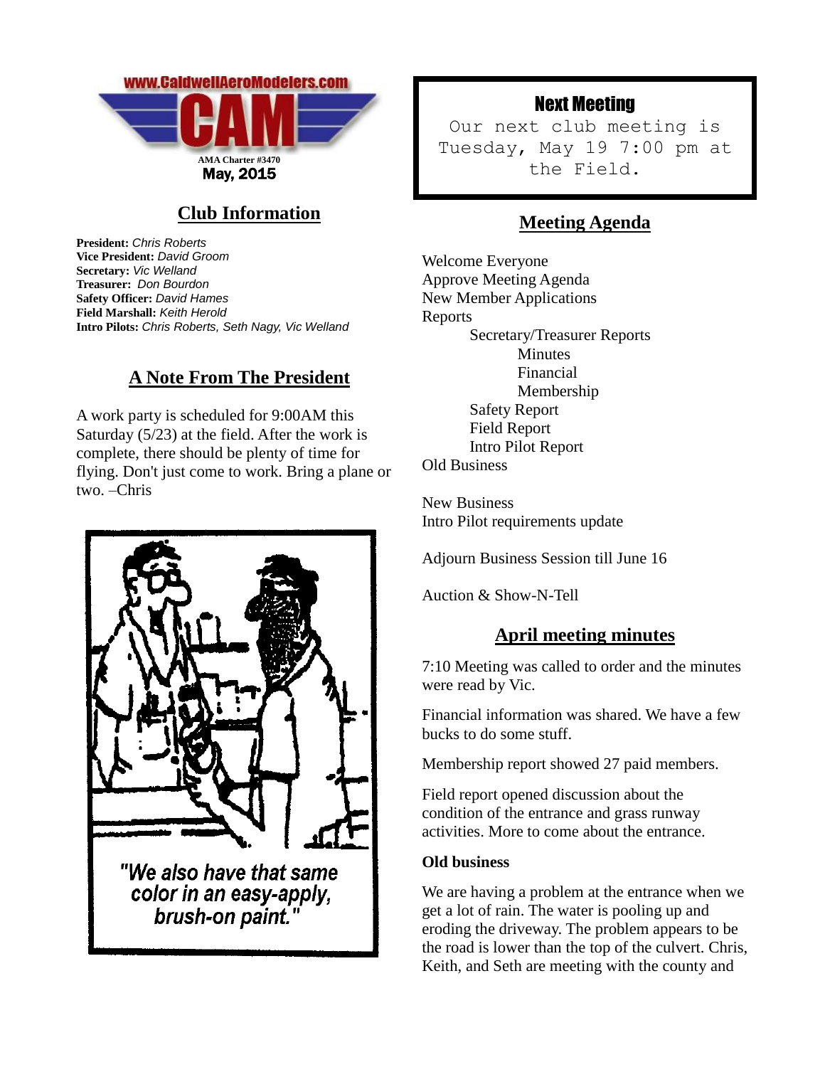www.CaldwellAeroModelers.com

CAM

AMA Charter #3470

May, 2015

## Club Information

**President:** *Chris Roberts*
**Vice President:** *David Groom*
**Secretary:** *Vic Welland*
**Treasurer:** *Don Bourdon*
**Safety Officer:** *David Hames*
**Field Marshall:** *Keith Herold*
**Intro Pilots:** *Chris Roberts, Seth Nagy, Vic Welland*

## A Note From The President

A work party is scheduled for 9:00AM this Saturday (5/23) at the field. After the work is complete, there should be plenty of time for flying. Don't just come to work. Bring a plane or two. –Chris

"We also have that same color in an easy-apply, brush-on paint."

## Next Meeting

Our next club meeting is Tuesday, May 19 7:00 pm at the Field.

## Meeting Agenda

Welcome Everyone
Approve Meeting Agenda
New Member Applications
Reports
- Secretary/Treasurer Reports
  - Minutes
  - Financial
  - Membership
- Safety Report
- Field Report
- Intro Pilot Report

Old Business

New Business
Intro Pilot requirements update

Adjourn Business Session till June 16

Auction & Show-N-Tell

## April meeting minutes

7:10 Meeting was called to order and the minutes were read by Vic.

Financial information was shared. We have a few bucks to do some stuff.

Membership report showed 27 paid members.

Field report opened discussion about the condition of the entrance and grass runway activities. More to come about the entrance.

**Old business**

We are having a problem at the entrance when we get a lot of rain. The water is pooling up and eroding the driveway. The problem appears to be the road is lower than the top of the culvert. Chris, Keith, and Seth are meeting with the county and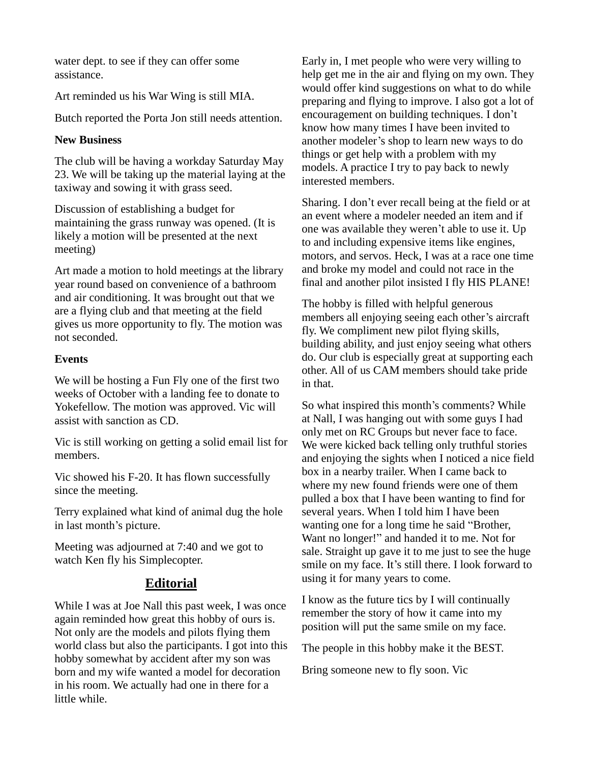water dept. to see if they can offer some assistance.

Art reminded us his War Wing is still MIA.

Butch reported the Porta Jon still needs attention.

**New Business**

The club will be having a workday Saturday May 23. We will be taking up the material laying at the taxiway and sowing it with grass seed.

Discussion of establishing a budget for maintaining the grass runway was opened. (It is likely a motion will be presented at the next meeting)

Art made a motion to hold meetings at the library year round based on convenience of a bathroom and air conditioning. It was brought out that we are a flying club and that meeting at the field gives us more opportunity to fly. The motion was not seconded.

**Events**

We will be hosting a Fun Fly one of the first two weeks of October with a landing fee to donate to Yokefellow. The motion was approved. Vic will assist with sanction as CD.

Vic is still working on getting a solid email list for members.

Vic showed his F-20. It has flown successfully since the meeting.

Terry explained what kind of animal dug the hole in last month's picture.

Meeting was adjourned at 7:40 and we got to watch Ken fly his Simplecopter.

## Editorial

While I was at Joe Nall this past week, I was once again reminded how great this hobby of ours is. Not only are the models and pilots flying them world class but also the participants. I got into this hobby somewhat by accident after my son was born and my wife wanted a model for decoration in his room. We actually had one in there for a little while.

Early in, I met people who were very willing to help get me in the air and flying on my own. They would offer kind suggestions on what to do while preparing and flying to improve. I also got a lot of encouragement on building techniques. I don't know how many times I have been invited to another modeler's shop to learn new ways to do things or get help with a problem with my models. A practice I try to pay back to newly interested members.

Sharing. I don't ever recall being at the field or at an event where a modeler needed an item and if one was available they weren't able to use it. Up to and including expensive items like engines, motors, and servos. Heck, I was at a race one time and broke my model and could not race in the final and another pilot insisted I fly HIS PLANE!

The hobby is filled with helpful generous members all enjoying seeing each other's aircraft fly. We compliment new pilot flying skills, building ability, and just enjoy seeing what others do. Our club is especially great at supporting each other. All of us CAM members should take pride in that.

So what inspired this month's comments? While at Nall, I was hanging out with some guys I had only met on RC Groups but never face to face. We were kicked back telling only truthful stories and enjoying the sights when I noticed a nice field box in a nearby trailer. When I came back to where my new found friends were one of them pulled a box that I have been wanting to find for several years. When I told him I have been wanting one for a long time he said "Brother, Want no longer!" and handed it to me. Not for sale. Straight up gave it to me just to see the huge smile on my face. It's still there. I look forward to using it for many years to come.

I know as the future tics by I will continually remember the story of how it came into my position will put the same smile on my face.

The people in this hobby make it the BEST.

Bring someone new to fly soon. Vic